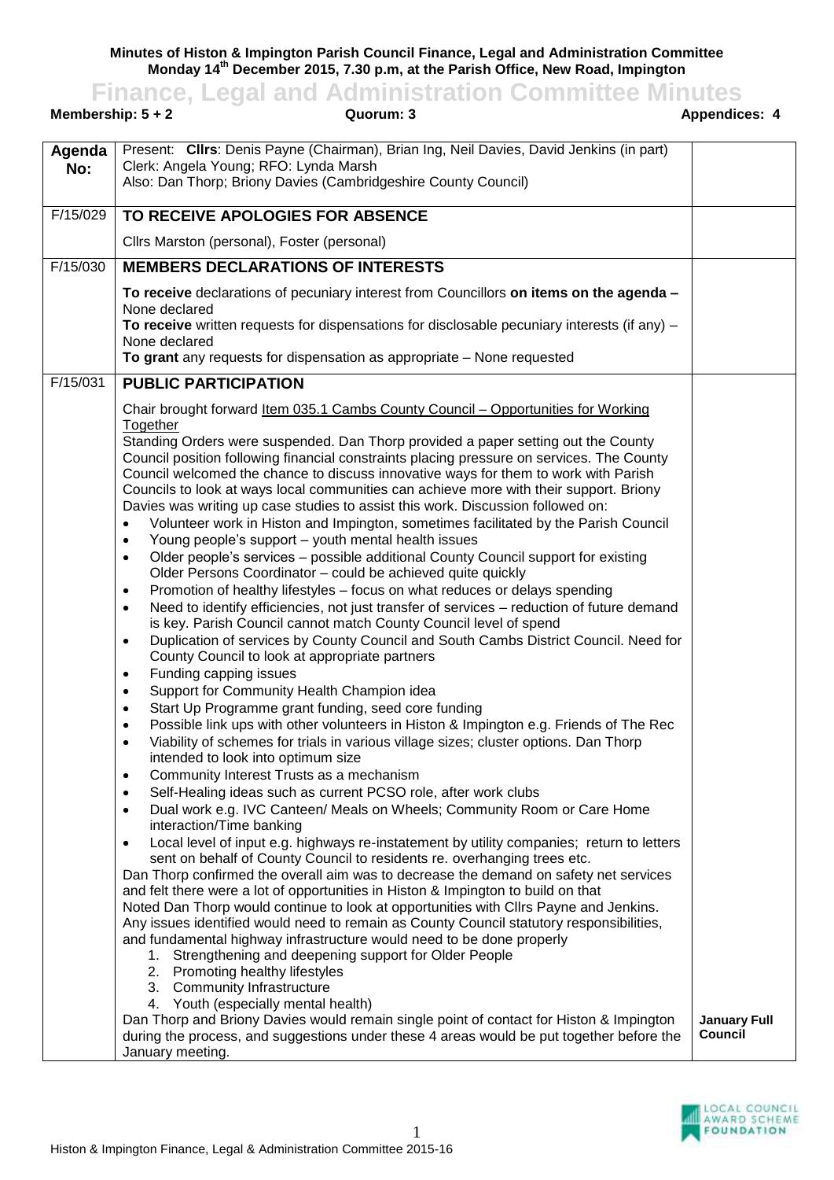**Minutes of Histon & Impington Parish Council Finance, Legal and Administration Committee Monday 14th December 2015, 7.30 p.m, at the Parish Office, New Road, Impington**

# Finance, Legal and Administration Committee Minutes

**Membership: 5 + 2** | **Quorum: 3** | **Appendices: 4**

| Agenda No: | | |
|---|---|---|
| | Present: **Cllrs**: Denis Payne (Chairman), Brian Ing, Neil Davies, David Jenkins (in part)<br>Clerk: Angela Young; RFO: Lynda Marsh<br>Also: Dan Thorp; Briony Davies (Cambridgeshire County Council) | |
| F/15/029 | **TO RECEIVE APOLOGIES FOR ABSENCE**<br><br>Cllrs Marston (personal), Foster (personal) | |
| F/15/030 | **MEMBERS DECLARATIONS OF INTERESTS**<br><br>**To receive** declarations of pecuniary interest from Councillors **on items on the agenda** – None declared<br>**To receive** written requests for dispensations for disclosable pecuniary interests (if any) – None declared<br>**To grant** any requests for dispensation as appropriate – None requested | |
| F/15/031 | **PUBLIC PARTICIPATION**<br><br>Chair brought forward Item 035.1 Cambs County Council – Opportunities for Working Together<br>Standing Orders were suspended. Dan Thorp provided a paper setting out the County Council position following financial constraints placing pressure on services. The County Council welcomed the chance to discuss innovative ways for them to work with Parish Councils to look at ways local communities can achieve more with their support. Briony Davies was writing up case studies to assist this work. Discussion followed on:<br>• Volunteer work in Histon and Impington, sometimes facilitated by the Parish Council<br>• Young people's support – youth mental health issues<br>• Older people's services – possible additional County Council support for existing Older Persons Coordinator – could be achieved quite quickly<br>• Promotion of healthy lifestyles – focus on what reduces or delays spending<br>• Need to identify efficiencies, not just transfer of services – reduction of future demand is key. Parish Council cannot match County Council level of spend<br>• Duplication of services by County Council and South Cambs District Council. Need for County Council to look at appropriate partners<br>• Funding capping issues<br>• Support for Community Health Champion idea<br>• Start Up Programme grant funding, seed core funding<br>• Possible link ups with other volunteers in Histon & Impington e.g. Friends of The Rec<br>• Viability of schemes for trials in various village sizes; cluster options. Dan Thorp intended to look into optimum size<br>• Community Interest Trusts as a mechanism<br>• Self-Healing ideas such as current PCSO role, after work clubs<br>• Dual work e.g. IVC Canteen/ Meals on Wheels; Community Room or Care Home interaction/Time banking<br>• Local level of input e.g. highways re-instatement by utility companies; return to letters sent on behalf of County Council to residents re. overhanging trees etc.<br>Dan Thorp confirmed the overall aim was to decrease the demand on safety net services and felt there were a lot of opportunities in Histon & Impington to build on that<br>Noted Dan Thorp would continue to look at opportunities with Cllrs Payne and Jenkins. Any issues identified would need to remain as County Council statutory responsibilities, and fundamental highway infrastructure would need to be done properly<br>1. Strengthening and deepening support for Older People<br>2. Promoting healthy lifestyles<br>3. Community Infrastructure<br>4. Youth (especially mental health)<br>Dan Thorp and Briony Davies would remain single point of contact for Histon & Impington during the process, and suggestions under these 4 areas would be put together before the January meeting. | **January Full Council** |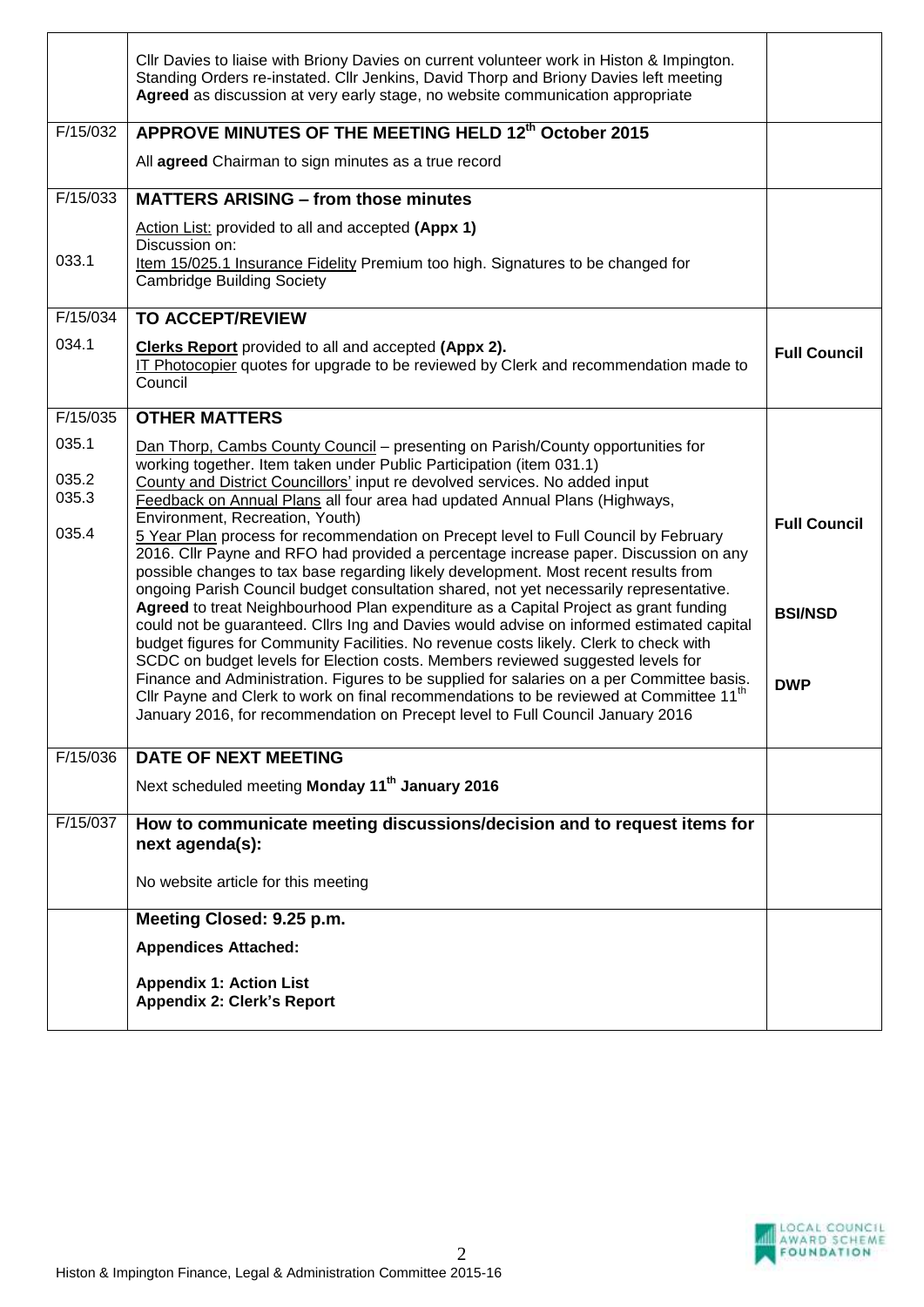| | | |
|---|---|---|
| | Cllr Davies to liaise with Briony Davies on current volunteer work in Histon & Impington. Standing Orders re-instated. Cllr Jenkins, David Thorp and Briony Davies left meeting **Agreed** as discussion at very early stage, no website communication appropriate | |
| F/15/032 | **APPROVE MINUTES OF THE MEETING HELD 12th October 2015**<br><br>All **agreed** Chairman to sign minutes as a true record | |
| F/15/033<br><br>033.1 | **MATTERS ARISING – from those minutes**<br><br>Action List: provided to all and accepted **(Appx 1)**<br>Discussion on:<br>Item 15/025.1 Insurance Fidelity Premium too high. Signatures to be changed for Cambridge Building Society | |
| F/15/034<br>034.1 | **TO ACCEPT/REVIEW**<br>**Clerks Report** provided to all and accepted **(Appx 2).**<br>IT Photocopier quotes for upgrade to be reviewed by Clerk and recommendation made to Council | **Full Council** |
| F/15/035<br>035.1<br><br>035.2<br>035.3<br><br>035.4 | **OTHER MATTERS**<br>Dan Thorp, Cambs County Council – presenting on Parish/County opportunities for working together. Item taken under Public Participation (item 031.1)<br>County and District Councillors' input re devolved services. No added input<br>Feedback on Annual Plans all four area had updated Annual Plans (Highways, Environment, Recreation, Youth)<br>5 Year Plan process for recommendation on Precept level to Full Council by February 2016. Cllr Payne and RFO had provided a percentage increase paper. Discussion on any possible changes to tax base regarding likely development. Most recent results from ongoing Parish Council budget consultation shared, not yet necessarily representative. **Agreed** to treat Neighbourhood Plan expenditure as a Capital Project as grant funding could not be guaranteed. Cllrs Ing and Davies would advise on informed estimated capital budget figures for Community Facilities. No revenue costs likely. Clerk to check with SCDC on budget levels for Election costs. Members reviewed suggested levels for Finance and Administration. Figures to be supplied for salaries on a per Committee basis. Cllr Payne and Clerk to work on final recommendations to be reviewed at Committee 11th January 2016, for recommendation on Precept level to Full Council January 2016 | **Full Council**<br><br>**BSI/NSD**<br><br>**DWP** |
| F/15/036 | **DATE OF NEXT MEETING**<br><br>Next scheduled meeting **Monday 11th January 2016** | |
| F/15/037 | **How to communicate meeting discussions/decision and to request items for next agenda(s):**<br><br>No website article for this meeting | |
| | **Meeting Closed: 9.25 p.m.**<br><br>**Appendices Attached:**<br><br>**Appendix 1: Action List**<br>**Appendix 2: Clerk's Report** | |